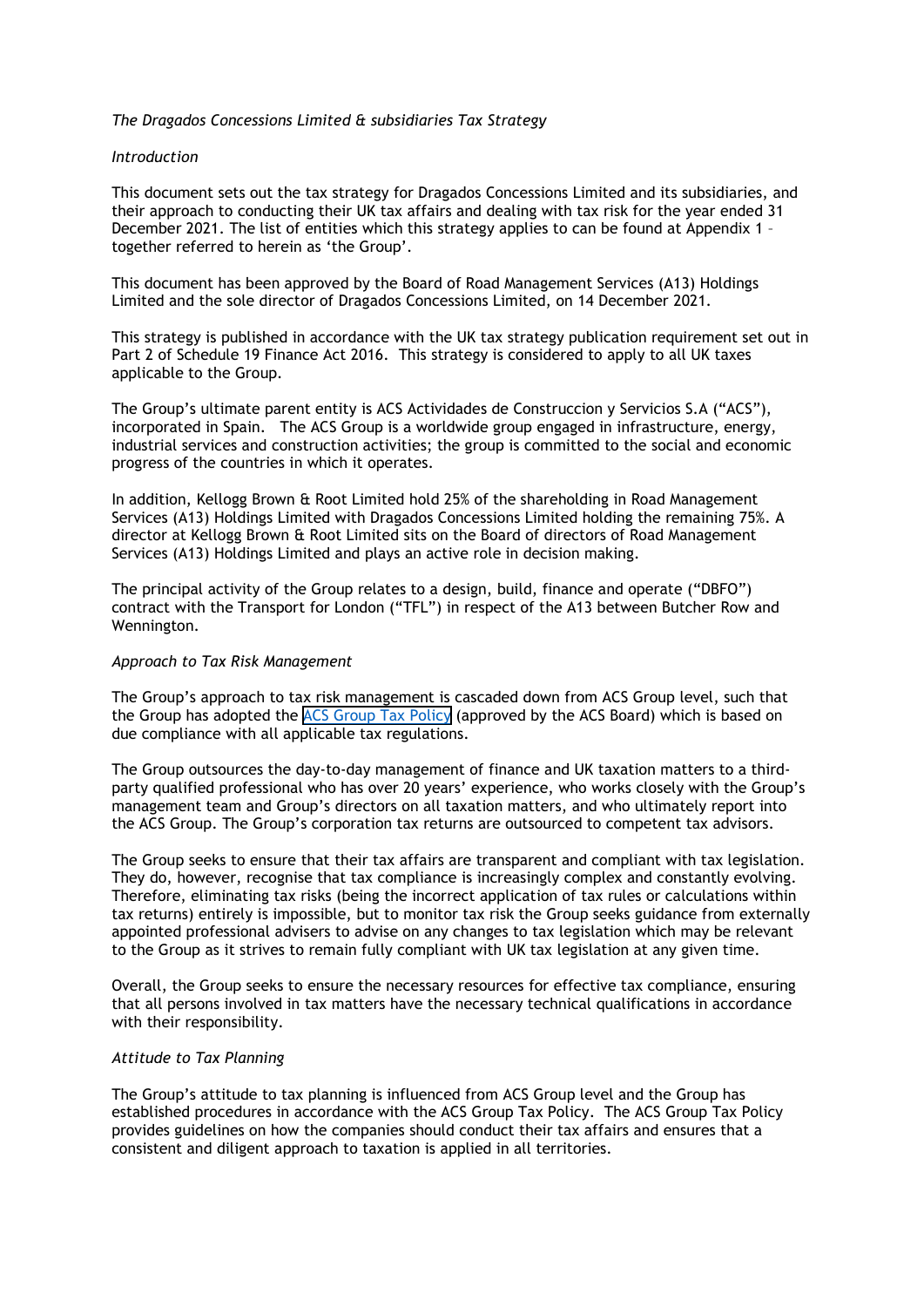*The Dragados Concessions Limited & subsidiaries Tax Strategy*

*Introduction*

This document sets out the tax strategy for Dragados Concessions Limited and its subsidiaries, and their approach to conducting their UK tax affairs and dealing with tax risk for the year ended 31 December 2021. The list of entities which this strategy applies to can be found at Appendix 1 – together referred to herein as 'the Group'.

This document has been approved by the Board of Road Management Services (A13) Holdings Limited and the sole director of Dragados Concessions Limited, on 14 December 2021.

This strategy is published in accordance with the UK tax strategy publication requirement set out in Part 2 of Schedule 19 Finance Act 2016. This strategy is considered to apply to all UK taxes applicable to the Group.

The Group's ultimate parent entity is ACS Actividades de Construccion y Servicios S.A ("ACS"), incorporated in Spain. The ACS Group is a worldwide group engaged in infrastructure, energy, industrial services and construction activities; the group is committed to the social and economic progress of the countries in which it operates.

In addition, Kellogg Brown & Root Limited hold 25% of the shareholding in Road Management Services (A13) Holdings Limited with Dragados Concessions Limited holding the remaining 75%. A director at Kellogg Brown & Root Limited sits on the Board of directors of Road Management Services (A13) Holdings Limited and plays an active role in decision making.

The principal activity of the Group relates to a design, build, finance and operate ("DBFO") contract with the Transport for London ("TFL") in respect of the A13 between Butcher Row and Wennington.

*Approach to Tax Risk Management*

The Group's approach to tax risk management is cascaded down from ACS Group level, such that the Group has adopted the ACS Group Tax Policy (approved by the ACS Board) which is based on due compliance with all applicable tax regulations.

The Group outsources the day-to-day management of finance and UK taxation matters to a third-party qualified professional who has over 20 years' experience, who works closely with the Group's management team and Group's directors on all taxation matters, and who ultimately report into the ACS Group. The Group's corporation tax returns are outsourced to competent tax advisors.

The Group seeks to ensure that their tax affairs are transparent and compliant with tax legislation. They do, however, recognise that tax compliance is increasingly complex and constantly evolving. Therefore, eliminating tax risks (being the incorrect application of tax rules or calculations within tax returns) entirely is impossible, but to monitor tax risk the Group seeks guidance from externally appointed professional advisers to advise on any changes to tax legislation which may be relevant to the Group as it strives to remain fully compliant with UK tax legislation at any given time.

Overall, the Group seeks to ensure the necessary resources for effective tax compliance, ensuring that all persons involved in tax matters have the necessary technical qualifications in accordance with their responsibility.

*Attitude to Tax Planning*

The Group's attitude to tax planning is influenced from ACS Group level and the Group has established procedures in accordance with the ACS Group Tax Policy. The ACS Group Tax Policy provides guidelines on how the companies should conduct their tax affairs and ensures that a consistent and diligent approach to taxation is applied in all territories.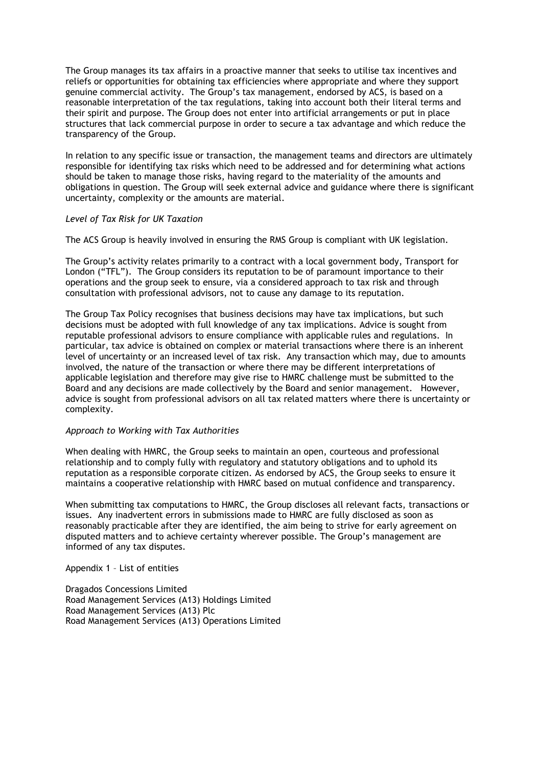The Group manages its tax affairs in a proactive manner that seeks to utilise tax incentives and reliefs or opportunities for obtaining tax efficiencies where appropriate and where they support genuine commercial activity. The Group's tax management, endorsed by ACS, is based on a reasonable interpretation of the tax regulations, taking into account both their literal terms and their spirit and purpose. The Group does not enter into artificial arrangements or put in place structures that lack commercial purpose in order to secure a tax advantage and which reduce the transparency of the Group.

In relation to any specific issue or transaction, the management teams and directors are ultimately responsible for identifying tax risks which need to be addressed and for determining what actions should be taken to manage those risks, having regard to the materiality of the amounts and obligations in question. The Group will seek external advice and guidance where there is significant uncertainty, complexity or the amounts are material.

*Level of Tax Risk for UK Taxation*

The ACS Group is heavily involved in ensuring the RMS Group is compliant with UK legislation.

The Group's activity relates primarily to a contract with a local government body, Transport for London ("TFL"). The Group considers its reputation to be of paramount importance to their operations and the group seek to ensure, via a considered approach to tax risk and through consultation with professional advisors, not to cause any damage to its reputation.

The Group Tax Policy recognises that business decisions may have tax implications, but such decisions must be adopted with full knowledge of any tax implications. Advice is sought from reputable professional advisors to ensure compliance with applicable rules and regulations. In particular, tax advice is obtained on complex or material transactions where there is an inherent level of uncertainty or an increased level of tax risk. Any transaction which may, due to amounts involved, the nature of the transaction or where there may be different interpretations of applicable legislation and therefore may give rise to HMRC challenge must be submitted to the Board and any decisions are made collectively by the Board and senior management. However, advice is sought from professional advisors on all tax related matters where there is uncertainty or complexity.

*Approach to Working with Tax Authorities*

When dealing with HMRC, the Group seeks to maintain an open, courteous and professional relationship and to comply fully with regulatory and statutory obligations and to uphold its reputation as a responsible corporate citizen. As endorsed by ACS, the Group seeks to ensure it maintains a cooperative relationship with HMRC based on mutual confidence and transparency.

When submitting tax computations to HMRC, the Group discloses all relevant facts, transactions or issues. Any inadvertent errors in submissions made to HMRC are fully disclosed as soon as reasonably practicable after they are identified, the aim being to strive for early agreement on disputed matters and to achieve certainty wherever possible. The Group's management are informed of any tax disputes.

Appendix 1 – List of entities

Dragados Concessions Limited
Road Management Services (A13) Holdings Limited
Road Management Services (A13) Plc
Road Management Services (A13) Operations Limited